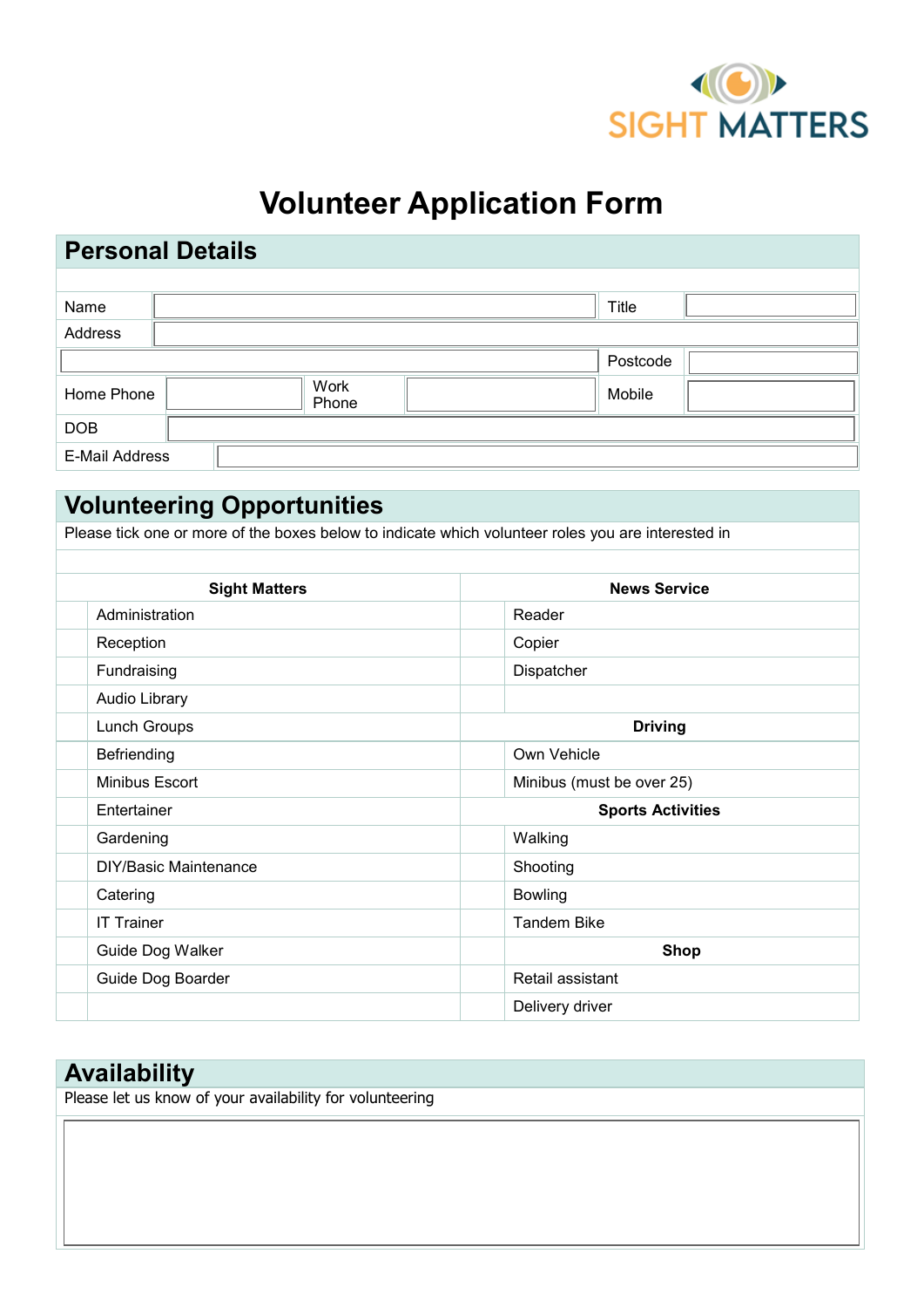SIGHT MATTERS

# Volunteer Application Form

## Personal Details

| | | | | | |
|---|---|---|---|---|---|
| Name | | | | Title | |
| Address | | | | | |
| | | | | Postcode | |
| Home Phone | | Work Phone | | Mobile | |
| DOB | | | | | |
| E-Mail Address | | | | | |

## Volunteering Opportunities

Please tick one or more of the boxes below to indicate which volunteer roles you are interested in

| | Sight Matters | | News Service |
|---|---|---|---|
| | Administration | | Reader |
| | Reception | | Copier |
| | Fundraising | | Dispatcher |
| | Audio Library | | |
| | Lunch Groups | | **Driving** |
| | Befriending | | Own Vehicle |
| | Minibus Escort | | Minibus (must be over 25) |
| | Entertainer | | **Sports Activities** |
| | Gardening | | Walking |
| | DIY/Basic Maintenance | | Shooting |
| | Catering | | Bowling |
| | IT Trainer | | Tandem Bike |
| | Guide Dog Walker | | **Shop** |
| | Guide Dog Boarder | | Retail assistant |
| | | | Delivery driver |

## Availability

Please let us know of your availability for volunteering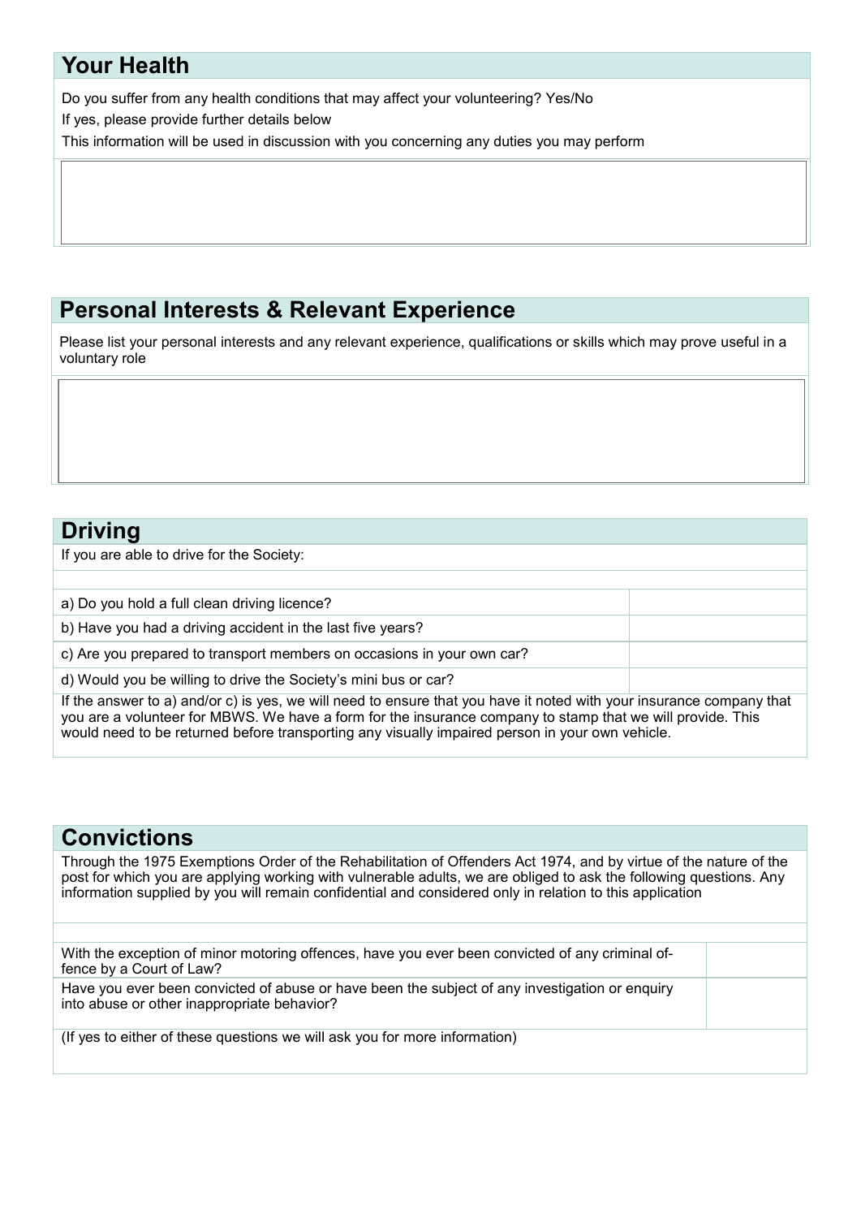## Your Health

Do you suffer from any health conditions that may affect your volunteering? Yes/No

If yes, please provide further details below

This information will be used in discussion with you concerning any duties you may perform

## Personal Interests & Relevant Experience

Please list your personal interests and any relevant experience, qualifications or skills which may prove useful in a voluntary role

## Driving

If you are able to drive for the Society:

| | |
|---|---|
| a) Do you hold a full clean driving licence? | |
| b) Have you had a driving accident in the last five years? | |
| c) Are you prepared to transport members on occasions in your own car? | |
| d) Would you be willing to drive the Society's mini bus or car? | |

If the answer to a) and/or c) is yes, we will need to ensure that you have it noted with your insurance company that you are a volunteer for MBWS. We have a form for the insurance company to stamp that we will provide. This would need to be returned before transporting any visually impaired person in your own vehicle.

## Convictions

Through the 1975 Exemptions Order of the Rehabilitation of Offenders Act 1974, and by virtue of the nature of the post for which you are applying working with vulnerable adults, we are obliged to ask the following questions. Any information supplied by you will remain confidential and considered only in relation to this application

| | |
|---|---|
| With the exception of minor motoring offences, have you ever been convicted of any criminal offence by a Court of Law? | |
| Have you ever been convicted of abuse or have been the subject of any investigation or enquiry into abuse or other inappropriate behavior? | |

(If yes to either of these questions we will ask you for more information)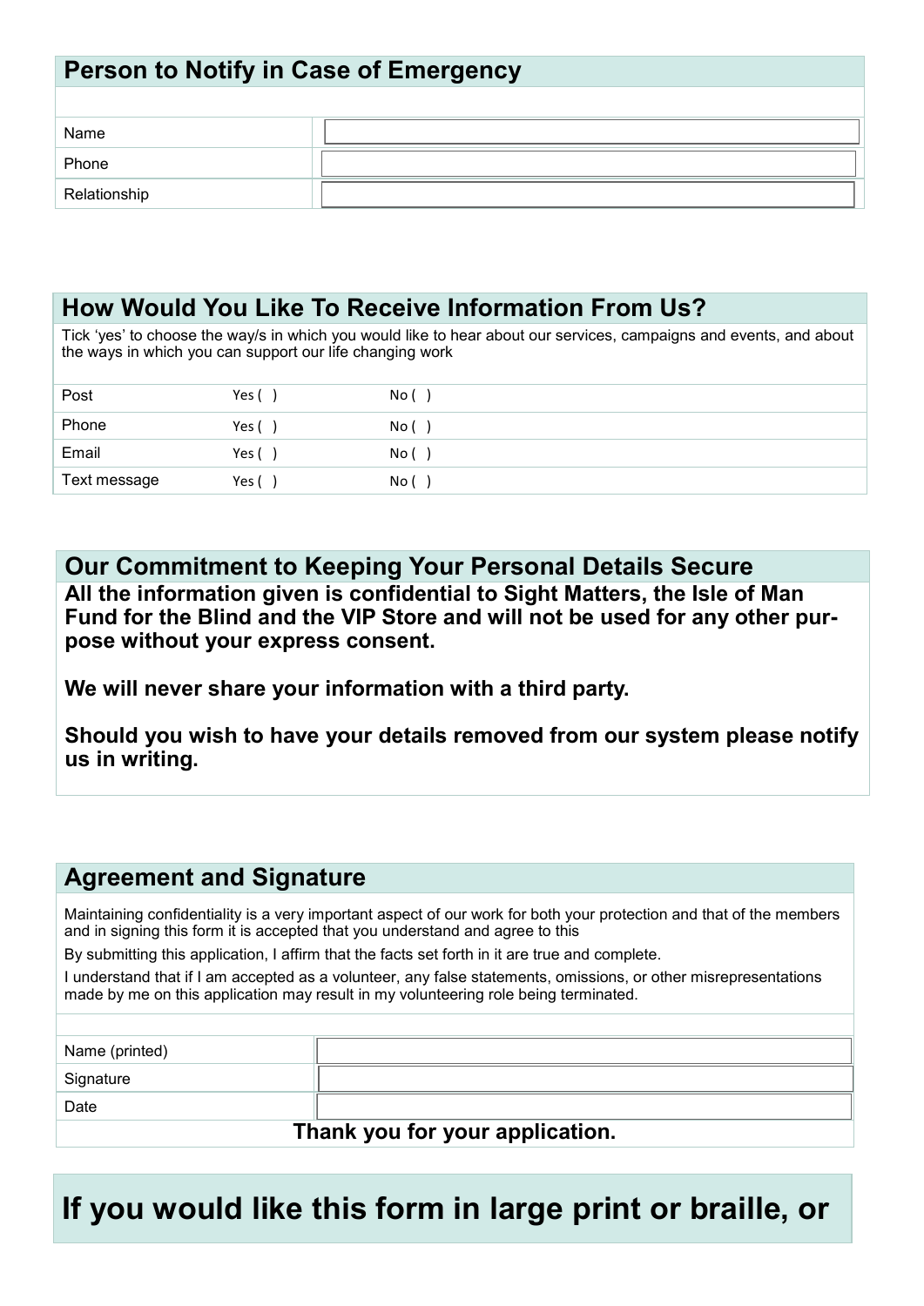## Person to Notify in Case of Emergency

| | |
|---|---|
| Name | |
| Phone | |
| Relationship | |

## How Would You Like To Receive Information From Us?

Tick 'yes' to choose the way/s in which you would like to hear about our services, campaigns and events, and about the ways in which you can support our life changing work

| | | |
|---|---|---|
| Post | Yes ( ) | No ( ) |
| Phone | Yes ( ) | No ( ) |
| Email | Yes ( ) | No ( ) |
| Text message | Yes ( ) | No ( ) |

## Our Commitment to Keeping Your Personal Details Secure

**All the information given is confidential to Sight Matters, the Isle of Man Fund for the Blind and the VIP Store and will not be used for any other purpose without your express consent.**

**We will never share your information with a third party.**

**Should you wish to have your details removed from our system please notify us in writing.**

## Agreement and Signature

Maintaining confidentiality is a very important aspect of our work for both your protection and that of the members and in signing this form it is accepted that you understand and agree to this

By submitting this application, I affirm that the facts set forth in it are true and complete.

I understand that if I am accepted as a volunteer, any false statements, omissions, or other misrepresentations made by me on this application may result in my volunteering role being terminated.

| | |
|---|---|
| Name (printed) | |
| Signature | |
| Date | |

**Thank you for your application.**

# If you would like this form in large print or braille, or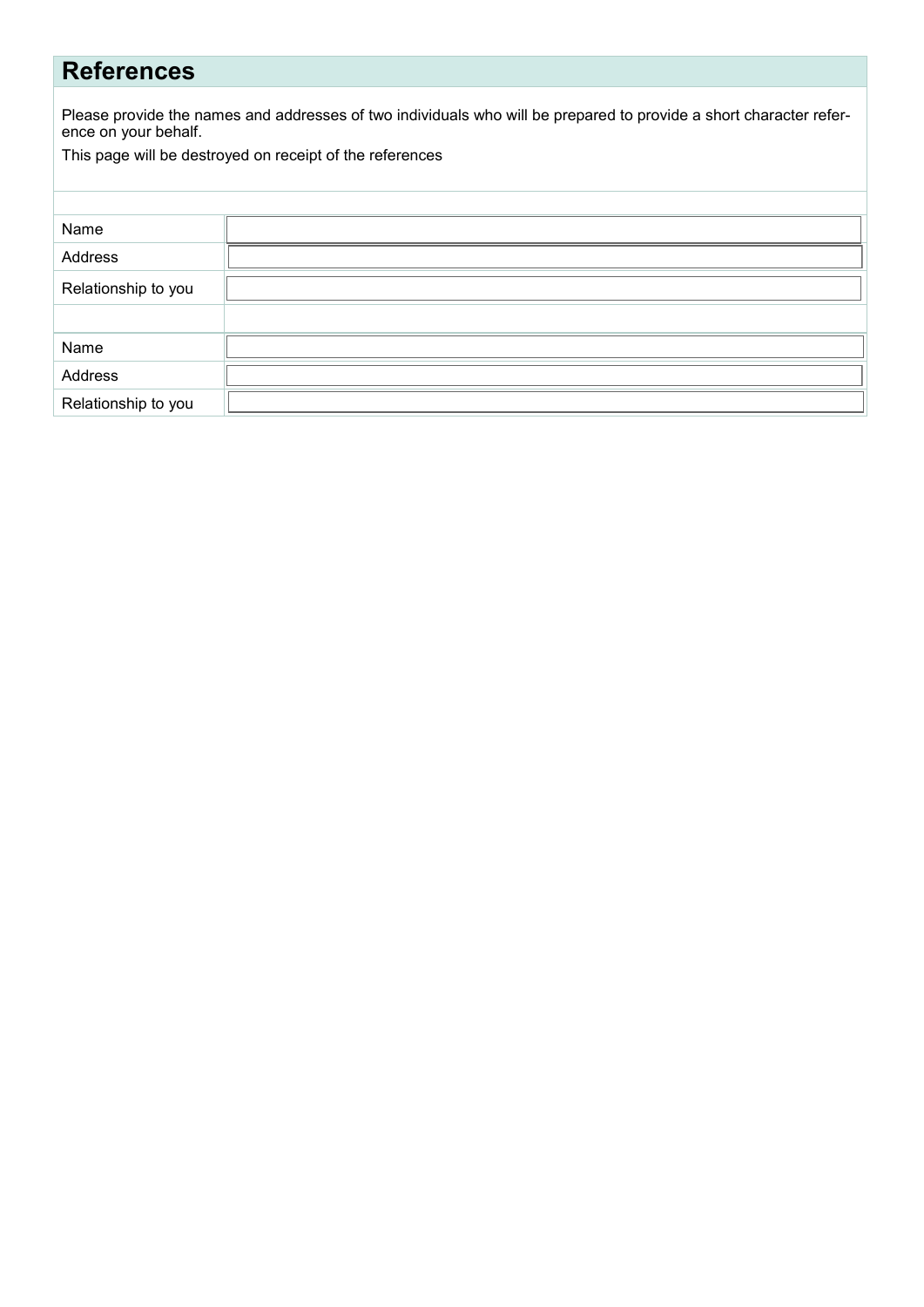## References

Please provide the names and addresses of two individuals who will be prepared to provide a short character reference on your behalf.

This page will be destroyed on receipt of the references

| | |
|---|---|
| Name | |
| Address | |
| Relationship to you | |
| | |
| Name | |
| Address | |
| Relationship to you | |